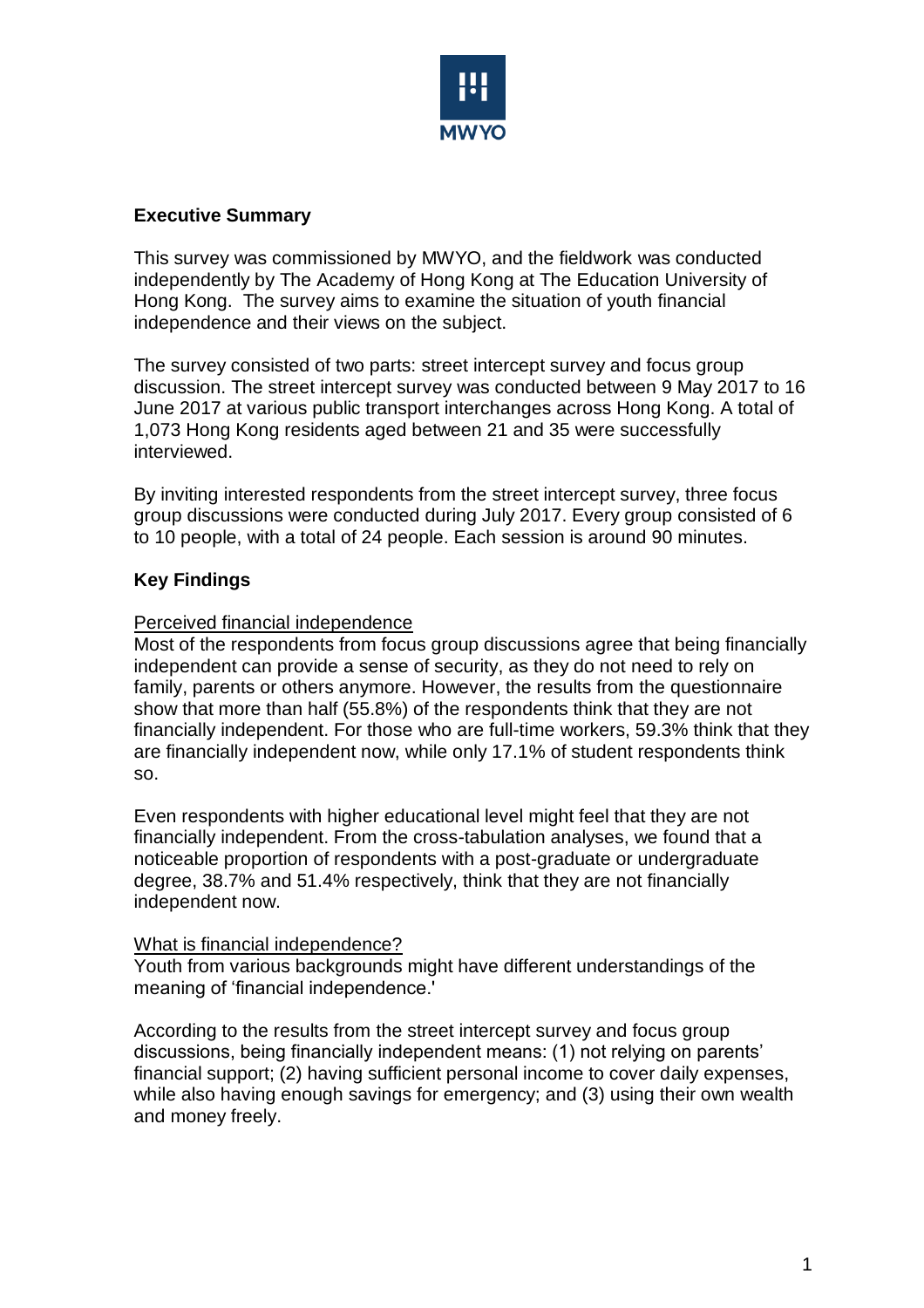MWYO

## Executive Summary

This survey was commissioned by MWYO, and the fieldwork was conducted independently by The Academy of Hong Kong at The Education University of Hong Kong. The survey aims to examine the situation of youth financial independence and their views on the subject.

The survey consisted of two parts: street intercept survey and focus group discussion. The street intercept survey was conducted between 9 May 2017 to 16 June 2017 at various public transport interchanges across Hong Kong. A total of 1,073 Hong Kong residents aged between 21 and 35 were successfully interviewed.

By inviting interested respondents from the street intercept survey, three focus group discussions were conducted during July 2017. Every group consisted of 6 to 10 people, with a total of 24 people. Each session is around 90 minutes.

## Key Findings

### Perceived financial independence

Most of the respondents from focus group discussions agree that being financially independent can provide a sense of security, as they do not need to rely on family, parents or others anymore. However, the results from the questionnaire show that more than half (55.8%) of the respondents think that they are not financially independent. For those who are full-time workers, 59.3% think that they are financially independent now, while only 17.1% of student respondents think so.

Even respondents with higher educational level might feel that they are not financially independent. From the cross-tabulation analyses, we found that a noticeable proportion of respondents with a post-graduate or undergraduate degree, 38.7% and 51.4% respectively, think that they are not financially independent now.

### What is financial independence?

Youth from various backgrounds might have different understandings of the meaning of 'financial independence.'

According to the results from the street intercept survey and focus group discussions, being financially independent means: (1) not relying on parents' financial support; (2) having sufficient personal income to cover daily expenses, while also having enough savings for emergency; and (3) using their own wealth and money freely.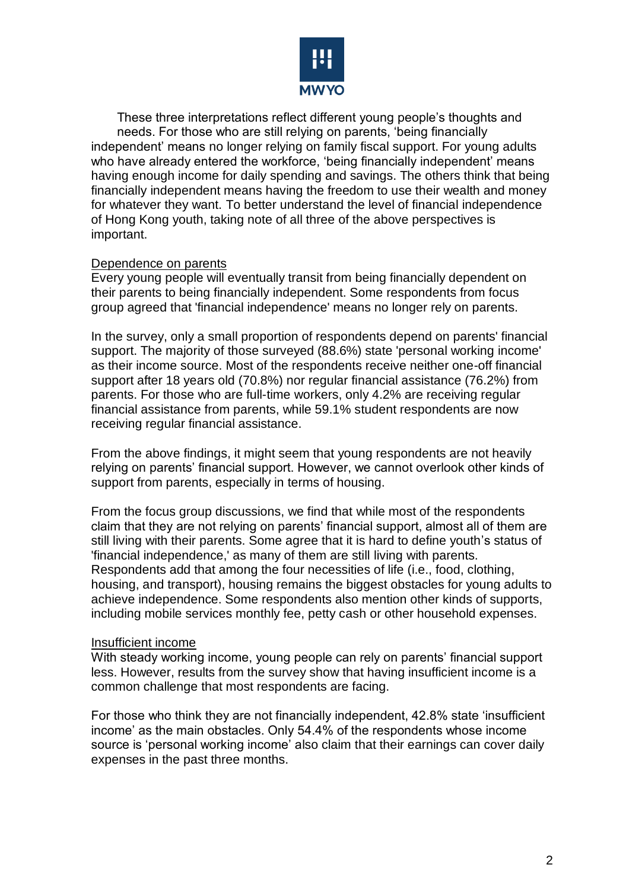These three interpretations reflect different young people's thoughts and needs. For those who are still relying on parents, 'being financially independent' means no longer relying on family fiscal support. For young adults who have already entered the workforce, 'being financially independent' means having enough income for daily spending and savings. The others think that being financially independent means having the freedom to use their wealth and money for whatever they want. To better understand the level of financial independence of Hong Kong youth, taking note of all three of the above perspectives is important.

<u>Dependence on parents</u>

Every young people will eventually transit from being financially dependent on their parents to being financially independent. Some respondents from focus group agreed that 'financial independence' means no longer rely on parents.

In the survey, only a small proportion of respondents depend on parents' financial support. The majority of those surveyed (88.6%) state 'personal working income' as their income source. Most of the respondents receive neither one-off financial support after 18 years old (70.8%) nor regular financial assistance (76.2%) from parents. For those who are full-time workers, only 4.2% are receiving regular financial assistance from parents, while 59.1% student respondents are now receiving regular financial assistance.

From the above findings, it might seem that young respondents are not heavily relying on parents' financial support. However, we cannot overlook other kinds of support from parents, especially in terms of housing.

From the focus group discussions, we find that while most of the respondents claim that they are not relying on parents' financial support, almost all of them are still living with their parents. Some agree that it is hard to define youth's status of 'financial independence,' as many of them are still living with parents. Respondents add that among the four necessities of life (i.e., food, clothing, housing, and transport), housing remains the biggest obstacles for young adults to achieve independence. Some respondents also mention other kinds of supports, including mobile services monthly fee, petty cash or other household expenses.

<u>Insufficient income</u>

With steady working income, young people can rely on parents' financial support less. However, results from the survey show that having insufficient income is a common challenge that most respondents are facing.

For those who think they are not financially independent, 42.8% state 'insufficient income' as the main obstacles. Only 54.4% of the respondents whose income source is 'personal working income' also claim that their earnings can cover daily expenses in the past three months.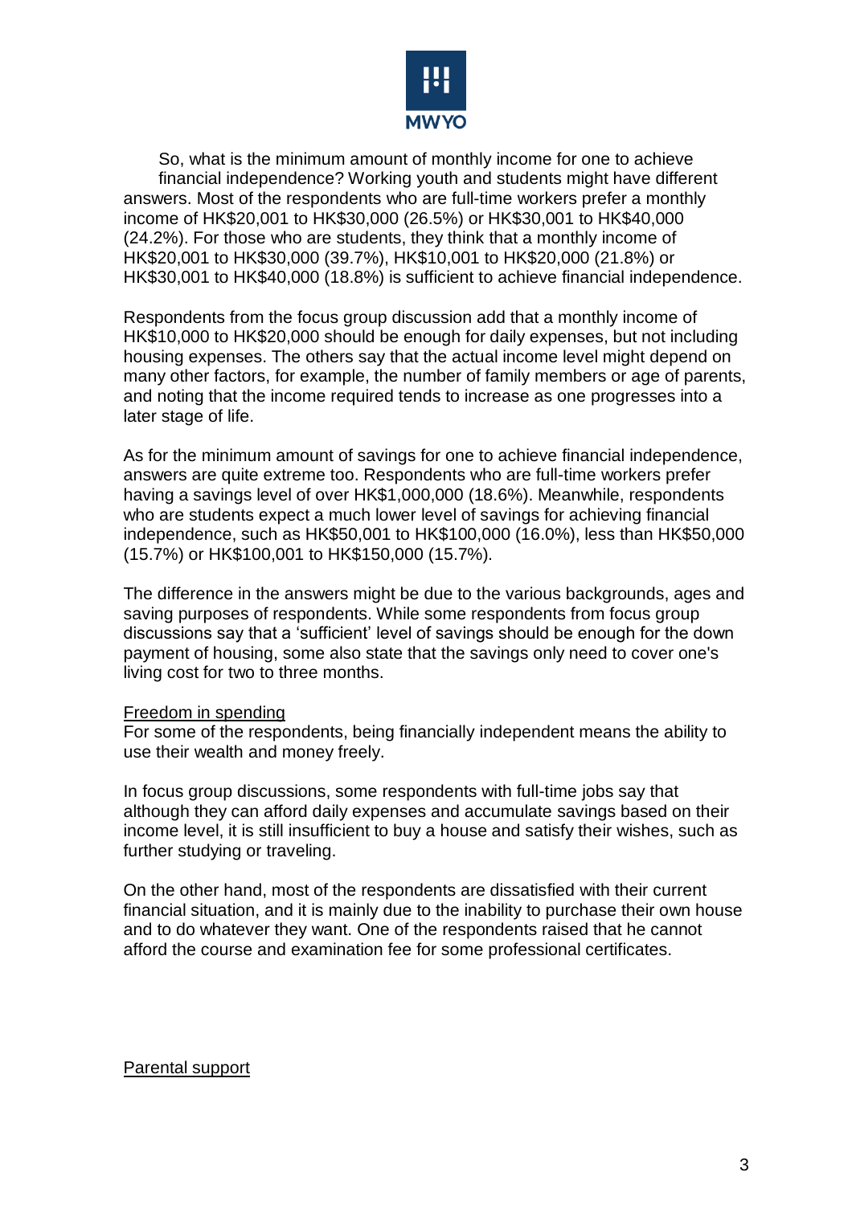So, what is the minimum amount of monthly income for one to achieve financial independence? Working youth and students might have different answers. Most of the respondents who are full-time workers prefer a monthly income of HK$20,001 to HK$30,000 (26.5%) or HK$30,001 to HK$40,000 (24.2%). For those who are students, they think that a monthly income of HK$20,001 to HK$30,000 (39.7%), HK$10,001 to HK$20,000 (21.8%) or HK$30,001 to HK$40,000 (18.8%) is sufficient to achieve financial independence.

Respondents from the focus group discussion add that a monthly income of HK$10,000 to HK$20,000 should be enough for daily expenses, but not including housing expenses. The others say that the actual income level might depend on many other factors, for example, the number of family members or age of parents, and noting that the income required tends to increase as one progresses into a later stage of life.

As for the minimum amount of savings for one to achieve financial independence, answers are quite extreme too. Respondents who are full-time workers prefer having a savings level of over HK$1,000,000 (18.6%). Meanwhile, respondents who are students expect a much lower level of savings for achieving financial independence, such as HK$50,001 to HK$100,000 (16.0%), less than HK$50,000 (15.7%) or HK$100,001 to HK$150,000 (15.7%).

The difference in the answers might be due to the various backgrounds, ages and saving purposes of respondents. While some respondents from focus group discussions say that a 'sufficient' level of savings should be enough for the down payment of housing, some also state that the savings only need to cover one's living cost for two to three months.

<u>Freedom in spending</u>

For some of the respondents, being financially independent means the ability to use their wealth and money freely.

In focus group discussions, some respondents with full-time jobs say that although they can afford daily expenses and accumulate savings based on their income level, it is still insufficient to buy a house and satisfy their wishes, such as further studying or traveling.

On the other hand, most of the respondents are dissatisfied with their current financial situation, and it is mainly due to the inability to purchase their own house and to do whatever they want. One of the respondents raised that he cannot afford the course and examination fee for some professional certificates.

<u>Parental support</u>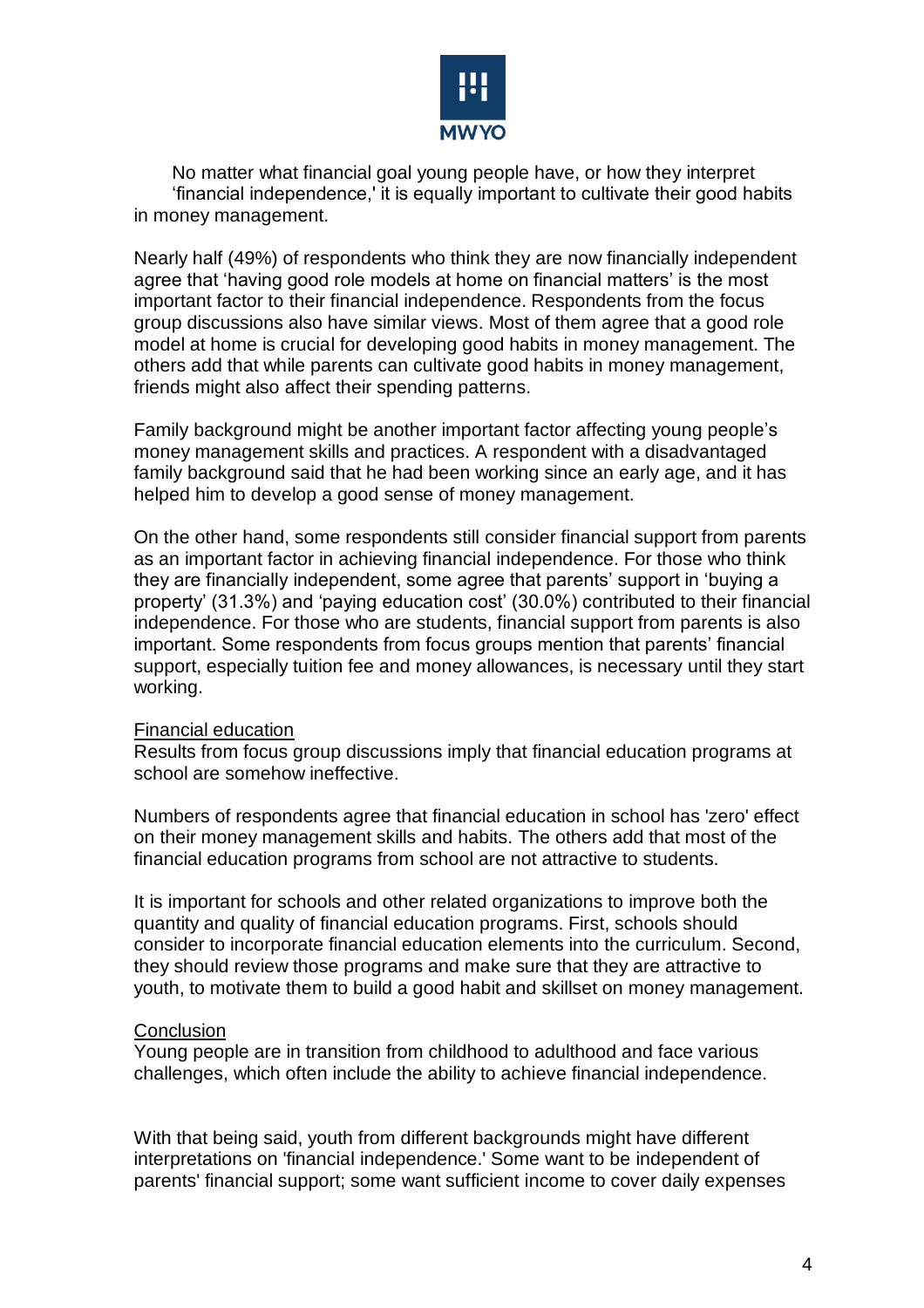No matter what financial goal young people have, or how they interpret 'financial independence,' it is equally important to cultivate their good habits in money management.

Nearly half (49%) of respondents who think they are now financially independent agree that 'having good role models at home on financial matters' is the most important factor to their financial independence. Respondents from the focus group discussions also have similar views. Most of them agree that a good role model at home is crucial for developing good habits in money management. The others add that while parents can cultivate good habits in money management, friends might also affect their spending patterns.

Family background might be another important factor affecting young people's money management skills and practices. A respondent with a disadvantaged family background said that he had been working since an early age, and it has helped him to develop a good sense of money management.

On the other hand, some respondents still consider financial support from parents as an important factor in achieving financial independence. For those who think they are financially independent, some agree that parents' support in 'buying a property' (31.3%) and 'paying education cost' (30.0%) contributed to their financial independence. For those who are students, financial support from parents is also important. Some respondents from focus groups mention that parents' financial support, especially tuition fee and money allowances, is necessary until they start working.

## Financial education

Results from focus group discussions imply that financial education programs at school are somehow ineffective.

Numbers of respondents agree that financial education in school has 'zero' effect on their money management skills and habits. The others add that most of the financial education programs from school are not attractive to students.

It is important for schools and other related organizations to improve both the quantity and quality of financial education programs. First, schools should consider to incorporate financial education elements into the curriculum. Second, they should review those programs and make sure that they are attractive to youth, to motivate them to build a good habit and skillset on money management.

## Conclusion

Young people are in transition from childhood to adulthood and face various challenges, which often include the ability to achieve financial independence.

With that being said, youth from different backgrounds might have different interpretations on 'financial independence.' Some want to be independent of parents' financial support; some want sufficient income to cover daily expenses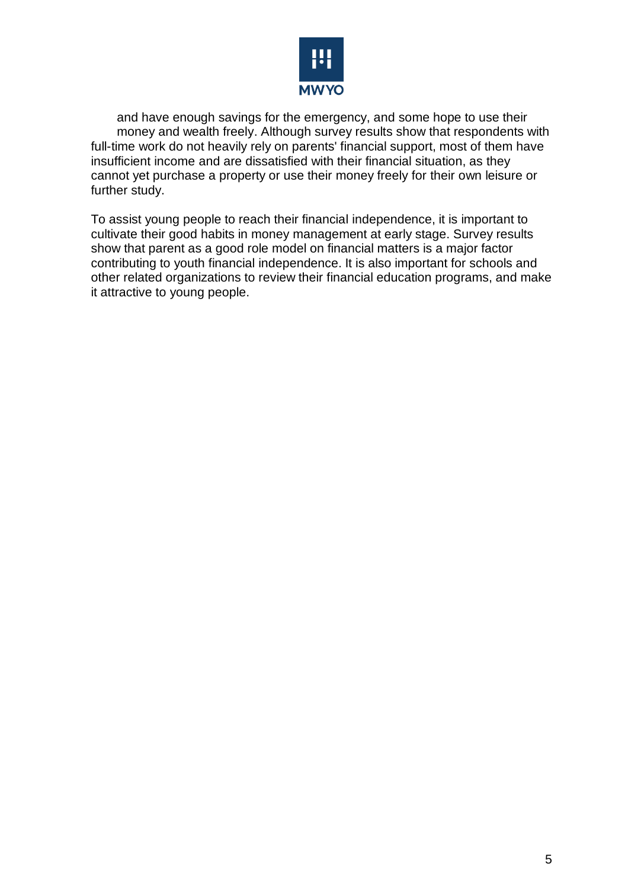and have enough savings for the emergency, and some hope to use their money and wealth freely. Although survey results show that respondents with full-time work do not heavily rely on parents' financial support, most of them have insufficient income and are dissatisfied with their financial situation, as they cannot yet purchase a property or use their money freely for their own leisure or further study.

To assist young people to reach their financial independence, it is important to cultivate their good habits in money management at early stage. Survey results show that parent as a good role model on financial matters is a major factor contributing to youth financial independence. It is also important for schools and other related organizations to review their financial education programs, and make it attractive to young people.